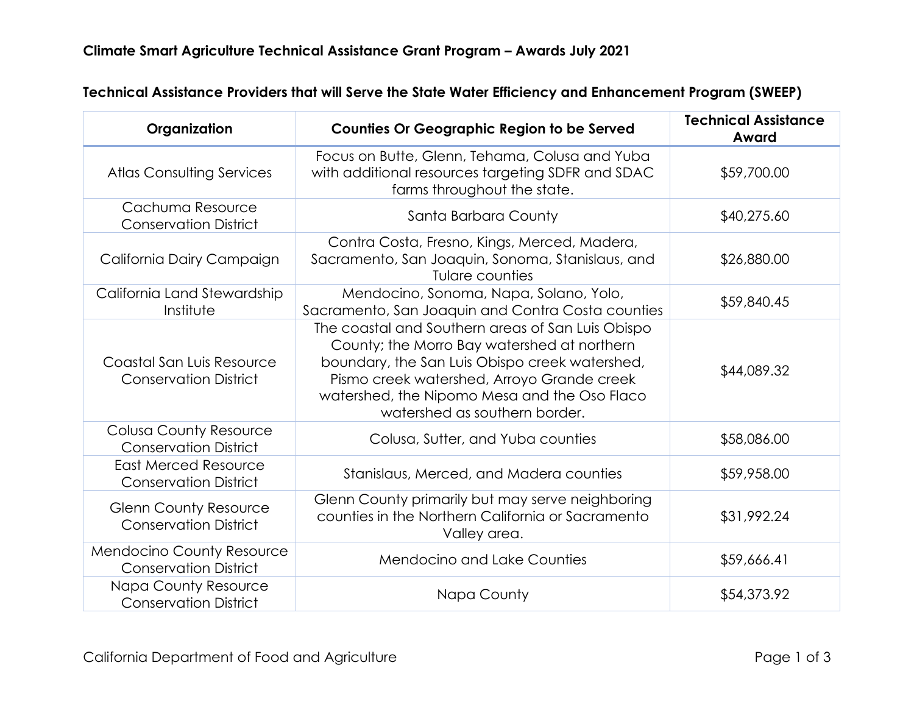## Climate Smart Agriculture Technical Assistance Grant Program – Awards July 2021

### Technical Assistance Providers that will Serve the State Water Efficiency and Enhancement Program (SWEEP)

| Organization | Counties Or Geographic Region to be Served | Technical Assistance Award |
|---|---|---|
| Atlas Consulting Services | Focus on Butte, Glenn, Tehama, Colusa and Yuba with additional resources targeting SDFR and SDAC farms throughout the state. | $59,700.00 |
| Cachuma Resource Conservation District | Santa Barbara County | $40,275.60 |
| California Dairy Campaign | Contra Costa, Fresno, Kings, Merced, Madera, Sacramento, San Joaquin, Sonoma, Stanislaus, and Tulare counties | $26,880.00 |
| California Land Stewardship Institute | Mendocino, Sonoma, Napa, Solano, Yolo, Sacramento, San Joaquin and Contra Costa counties | $59,840.45 |
| Coastal San Luis Resource Conservation District | The coastal and Southern areas of San Luis Obispo County; the Morro Bay watershed at northern boundary, the San Luis Obispo creek watershed, Pismo creek watershed, Arroyo Grande creek watershed, the Nipomo Mesa and the Oso Flaco watershed as southern border. | $44,089.32 |
| Colusa County Resource Conservation District | Colusa, Sutter, and Yuba counties | $58,086.00 |
| East Merced Resource Conservation District | Stanislaus, Merced, and Madera counties | $59,958.00 |
| Glenn County Resource Conservation District | Glenn County primarily but may serve neighboring counties in the Northern California or Sacramento Valley area. | $31,992.24 |
| Mendocino County Resource Conservation District | Mendocino and Lake Counties | $59,666.41 |
| Napa County Resource Conservation District | Napa County | $54,373.92 |

California Department of Food and Agriculture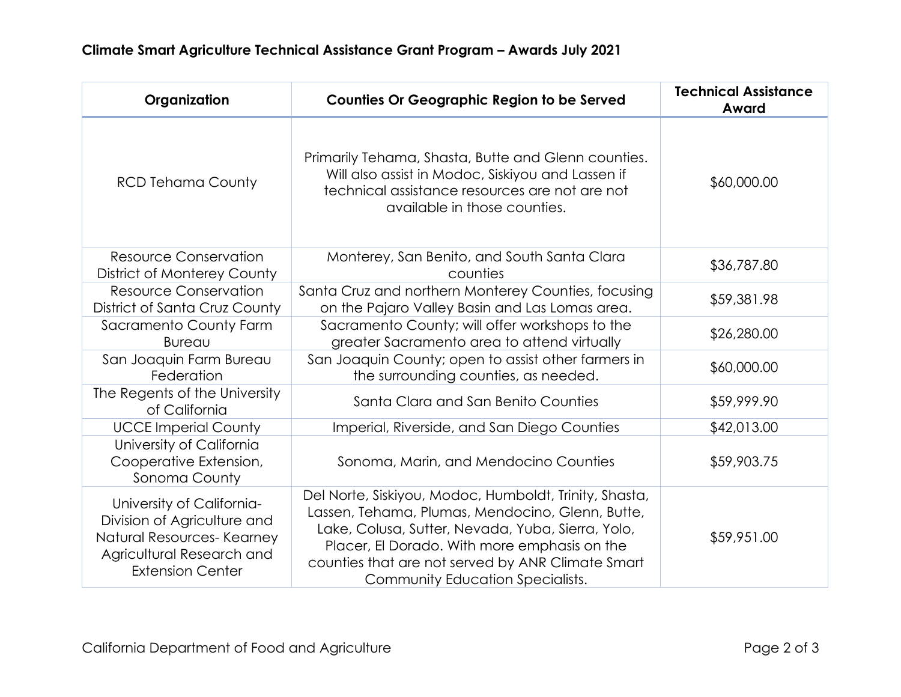**Climate Smart Agriculture Technical Assistance Grant Program – Awards July 2021**

| Organization | Counties Or Geographic Region to be Served | Technical Assistance Award |
|---|---|---|
| RCD Tehama County | Primarily Tehama, Shasta, Butte and Glenn counties. Will also assist in Modoc, Siskiyou and Lassen if technical assistance resources are not are not available in those counties. | $60,000.00 |
| Resource Conservation District of Monterey County | Monterey, San Benito, and South Santa Clara counties | $36,787.80 |
| Resource Conservation District of Santa Cruz County | Santa Cruz and northern Monterey Counties, focusing on the Pajaro Valley Basin and Las Lomas area. | $59,381.98 |
| Sacramento County Farm Bureau | Sacramento County; will offer workshops to the greater Sacramento area to attend virtually | $26,280.00 |
| San Joaquin Farm Bureau Federation | San Joaquin County; open to assist other farmers in the surrounding counties, as needed. | $60,000.00 |
| The Regents of the University of California | Santa Clara and San Benito Counties | $59,999.90 |
| UCCE Imperial County | Imperial, Riverside, and San Diego Counties | $42,013.00 |
| University of California Cooperative Extension, Sonoma County | Sonoma, Marin, and Mendocino Counties | $59,903.75 |
| University of California-Division of Agriculture and Natural Resources- Kearney Agricultural Research and Extension Center | Del Norte, Siskiyou, Modoc, Humboldt, Trinity, Shasta, Lassen, Tehama, Plumas, Mendocino, Glenn, Butte, Lake, Colusa, Sutter, Nevada, Yuba, Sierra, Yolo, Placer, El Dorado. With more emphasis on the counties that are not served by ANR Climate Smart Community Education Specialists. | $59,951.00 |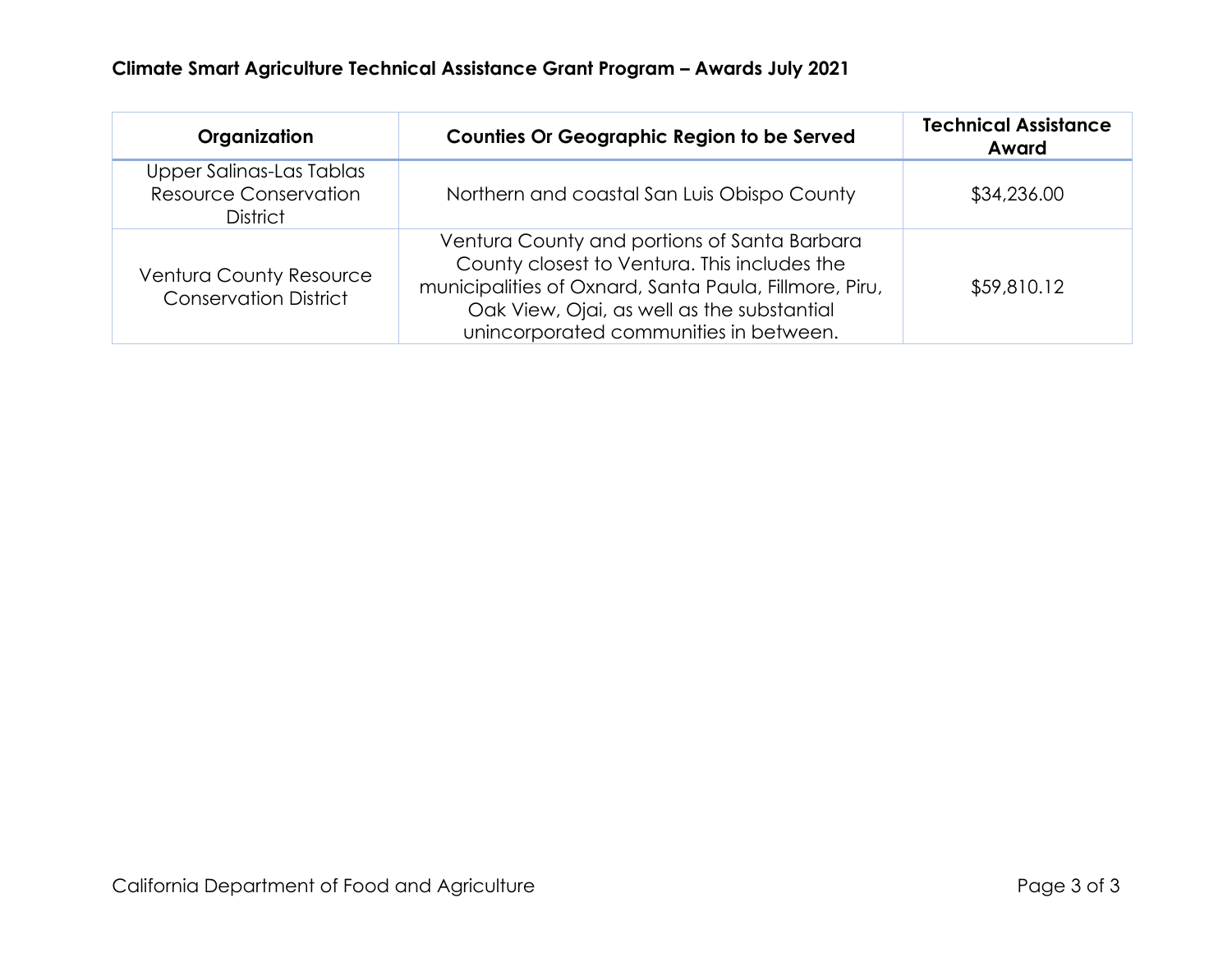**Climate Smart Agriculture Technical Assistance Grant Program – Awards July 2021**

| Organization | Counties Or Geographic Region to be Served | Technical Assistance Award |
|---|---|---|
| Upper Salinas-Las Tablas Resource Conservation District | Northern and coastal San Luis Obispo County | $34,236.00 |
| Ventura County Resource Conservation District | Ventura County and portions of Santa Barbara County closest to Ventura. This includes the municipalities of Oxnard, Santa Paula, Fillmore, Piru, Oak View, Ojai, as well as the substantial unincorporated communities in between. | $59,810.12 |